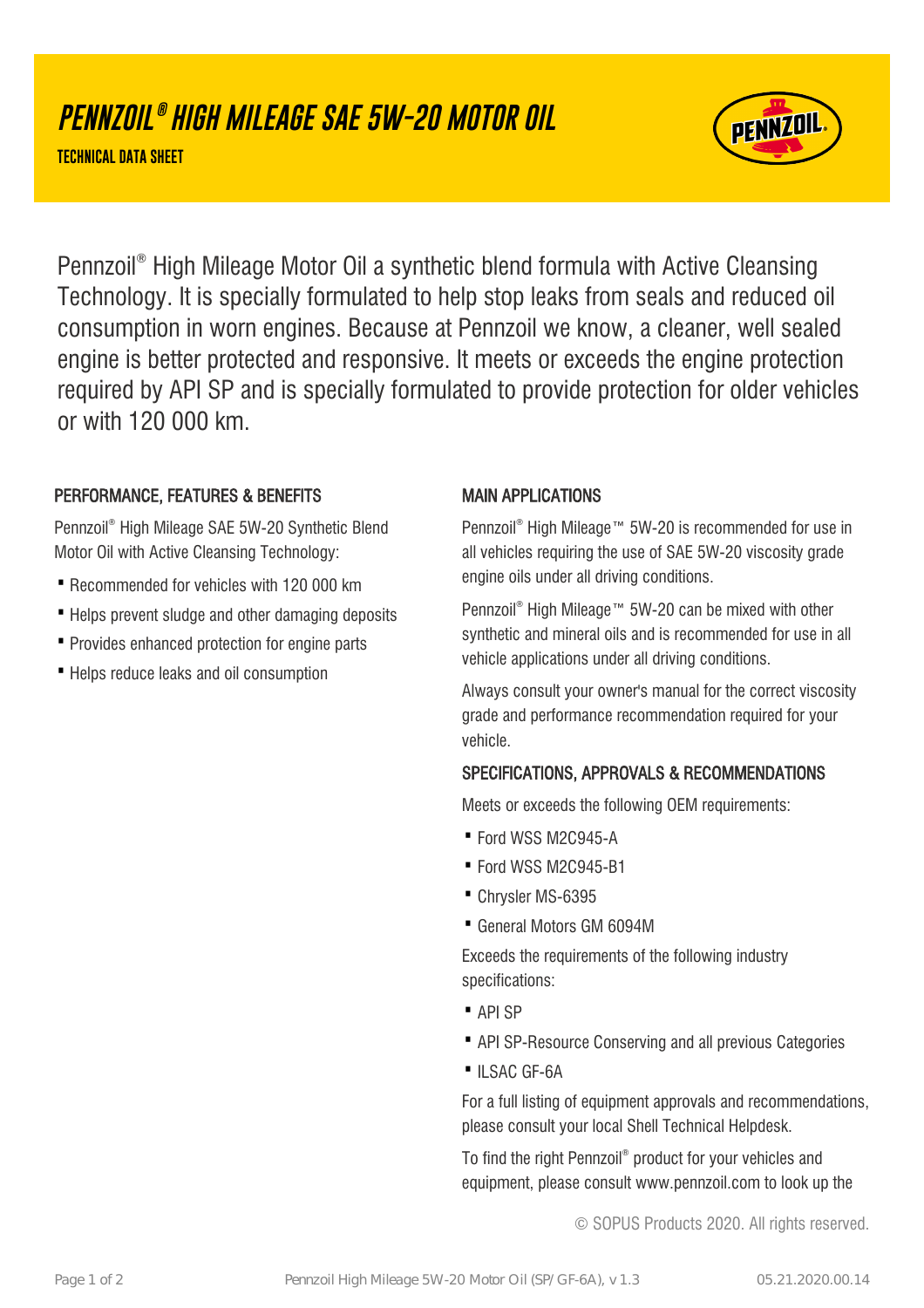# PENNZOIL® HIGH MILEAGE SAE 5W-20 MOTOR OIL

**TECHNICAL DATA SHEET**

Pennzoil® High Mileage Motor Oil a synthetic blend formula with Active Cleansing Technology. It is specially formulated to help stop leaks from seals and reduced oil consumption in worn engines. Because at Pennzoil we know, a cleaner, well sealed engine is better protected and responsive. It meets or exceeds the engine protection required by API SP and is specially formulated to provide protection for older vehicles or with 120 000 km.

## PERFORMANCE, FEATURES & BENEFITS

Pennzoil® High Mileage SAE 5W-20 Synthetic Blend Motor Oil with Active Cleansing Technology:

- Recommended for vehicles with 120 000 km
- Helps prevent sludge and other damaging deposits
- Provides enhanced protection for engine parts
- Helps reduce leaks and oil consumption

## MAIN APPLICATIONS

Pennzoil® High Mileage™ 5W-20 is recommended for use in all vehicles requiring the use of SAE 5W-20 viscosity grade engine oils under all driving conditions.

Pennzoil® High Mileage™ 5W-20 can be mixed with other synthetic and mineral oils and is recommended for use in all vehicle applications under all driving conditions.

Always consult your owner's manual for the correct viscosity grade and performance recommendation required for your vehicle.

## SPECIFICATIONS, APPROVALS & RECOMMENDATIONS

Meets or exceeds the following OEM requirements:

- Ford WSS M2C945-A
- Ford WSS M2C945-B1
- Chrysler MS-6395
- General Motors GM 6094M

Exceeds the requirements of the following industry specifications:

- API SP
- API SP-Resource Conserving and all previous Categories
- ILSAC GF-6A

For a full listing of equipment approvals and recommendations, please consult your local Shell Technical Helpdesk.

To find the right Pennzoil® product for your vehicles and equipment, please consult www.pennzoil.com to look up the

© SOPUS Products 2020. All rights reserved.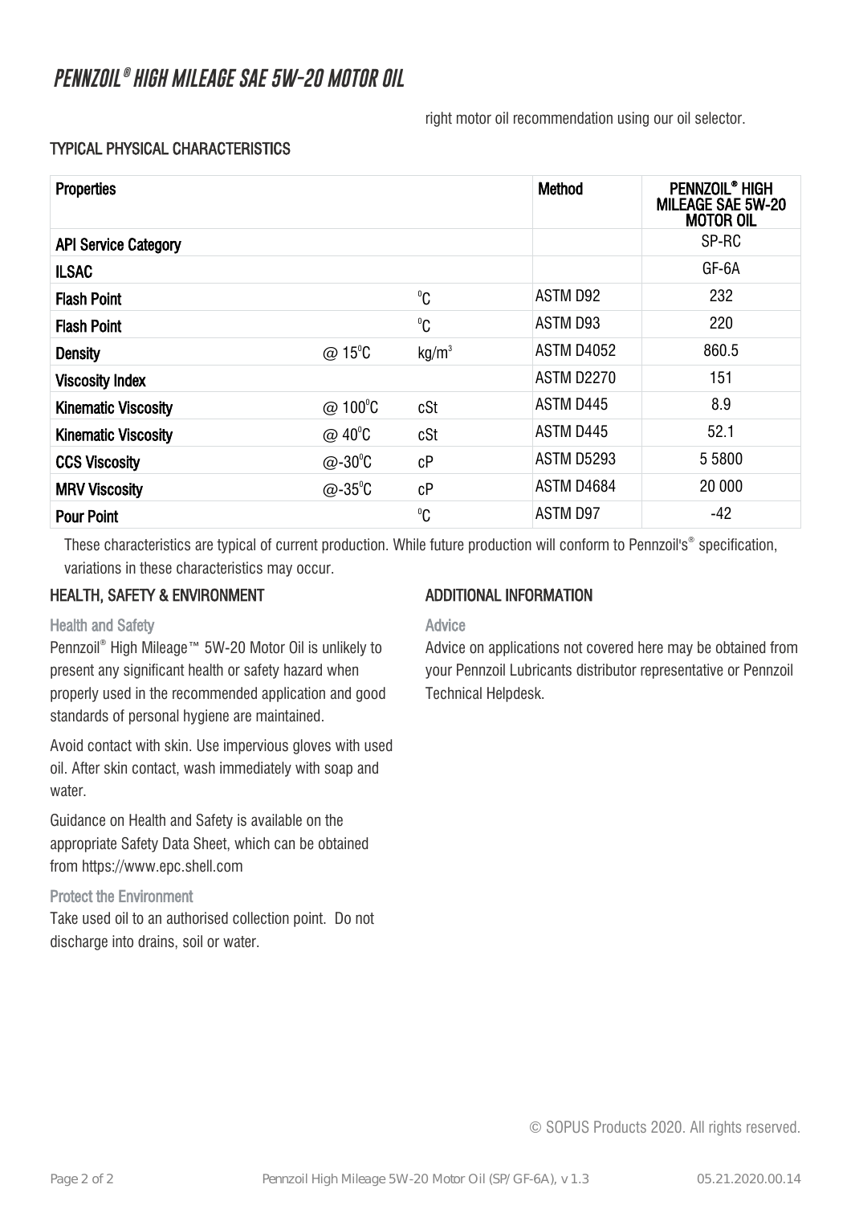# PENNZOIL® HIGH MILEAGE SAE 5W-20 MOTOR OIL

right motor oil recommendation using our oil selector.

## TYPICAL PHYSICAL CHARACTERISTICS

| Properties | | | Method | PENNZOIL® HIGH MILEAGE SAE 5W-20 MOTOR OIL |
|---|---|---|---|---|
| API Service Category | | | | SP-RC |
| ILSAC | | | | GF-6A |
| Flash Point | | °C | ASTM D92 | 232 |
| Flash Point | | °C | ASTM D93 | 220 |
| Density | @ 15°C | kg/m³ | ASTM D4052 | 860.5 |
| Viscosity Index | | | ASTM D2270 | 151 |
| Kinematic Viscosity | @ 100°C | cSt | ASTM D445 | 8.9 |
| Kinematic Viscosity | @ 40°C | cSt | ASTM D445 | 52.1 |
| CCS Viscosity | @-30°C | cP | ASTM D5293 | 5 5800 |
| MRV Viscosity | @-35°C | cP | ASTM D4684 | 20 000 |
| Pour Point | | °C | ASTM D97 | -42 |

These characteristics are typical of current production. While future production will conform to Pennzoil's® specification, variations in these characteristics may occur.

## HEALTH, SAFETY & ENVIRONMENT

### Health and Safety

Pennzoil® High Mileage™ 5W-20 Motor Oil is unlikely to present any significant health or safety hazard when properly used in the recommended application and good standards of personal hygiene are maintained.

Avoid contact with skin. Use impervious gloves with used oil. After skin contact, wash immediately with soap and water.

Guidance on Health and Safety is available on the appropriate Safety Data Sheet, which can be obtained from https://www.epc.shell.com

### Protect the Environment

Take used oil to an authorised collection point. Do not discharge into drains, soil or water.

## ADDITIONAL INFORMATION

### Advice

Advice on applications not covered here may be obtained from your Pennzoil Lubricants distributor representative or Pennzoil Technical Helpdesk.

© SOPUS Products 2020. All rights reserved.